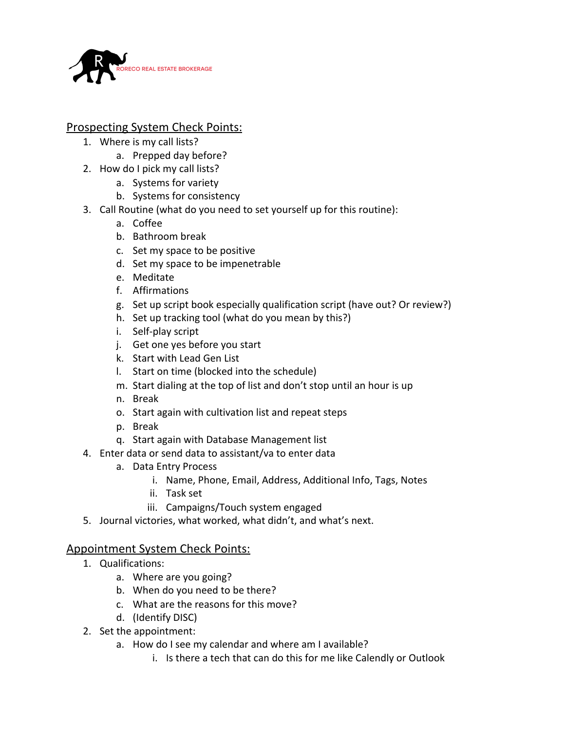RORECO REAL ESTATE BROKERAGE

## Prospecting System Check Points:

1. Where is my call lists?
   a. Prepped day before?
2. How do I pick my call lists?
   a. Systems for variety
   b. Systems for consistency
3. Call Routine (what do you need to set yourself up for this routine):
   a. Coffee
   b. Bathroom break
   c. Set my space to be positive
   d. Set my space to be impenetrable
   e. Meditate
   f. Affirmations
   g. Set up script book especially qualification script (have out? Or review?)
   h. Set up tracking tool (what do you mean by this?)
   i. Self-play script
   j. Get one yes before you start
   k. Start with Lead Gen List
   l. Start on time (blocked into the schedule)
   m. Start dialing at the top of list and don't stop until an hour is up
   n. Break
   o. Start again with cultivation list and repeat steps
   p. Break
   q. Start again with Database Management list
4. Enter data or send data to assistant/va to enter data
   a. Data Entry Process
      i. Name, Phone, Email, Address, Additional Info, Tags, Notes
      ii. Task set
      iii. Campaigns/Touch system engaged
5. Journal victories, what worked, what didn't, and what's next.

## Appointment System Check Points:

1. Qualifications:
   a. Where are you going?
   b. When do you need to be there?
   c. What are the reasons for this move?
   d. (Identify DISC)
2. Set the appointment:
   a. How do I see my calendar and where am I available?
      i. Is there a tech that can do this for me like Calendly or Outlook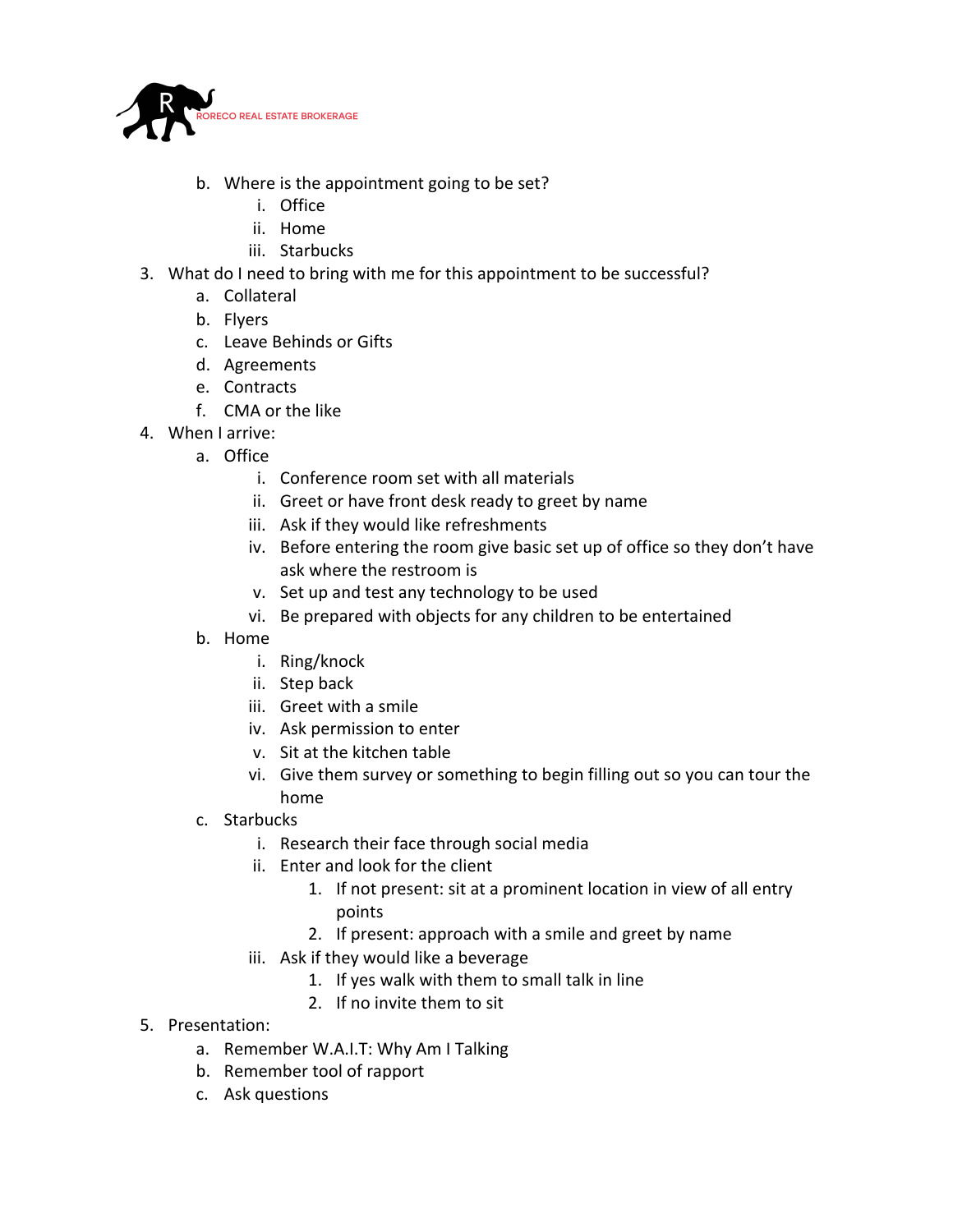b. Where is the appointment going to be set?
      i. Office
      ii. Home
      iii. Starbucks

3. What do I need to bring with me for this appointment to be successful?
   a. Collateral
   b. Flyers
   c. Leave Behinds or Gifts
   d. Agreements
   e. Contracts
   f. CMA or the like
4. When I arrive:
   a. Office
      i. Conference room set with all materials
      ii. Greet or have front desk ready to greet by name
      iii. Ask if they would like refreshments
      iv. Before entering the room give basic set up of office so they don't have ask where the restroom is
      v. Set up and test any technology to be used
      vi. Be prepared with objects for any children to be entertained
   b. Home
      i. Ring/knock
      ii. Step back
      iii. Greet with a smile
      iv. Ask permission to enter
      v. Sit at the kitchen table
      vi. Give them survey or something to begin filling out so you can tour the home
   c. Starbucks
      i. Research their face through social media
      ii. Enter and look for the client
         1. If not present: sit at a prominent location in view of all entry points
         2. If present: approach with a smile and greet by name
      iii. Ask if they would like a beverage
         1. If yes walk with them to small talk in line
         2. If no invite them to sit
5. Presentation:
   a. Remember W.A.I.T: Why Am I Talking
   b. Remember tool of rapport
   c. Ask questions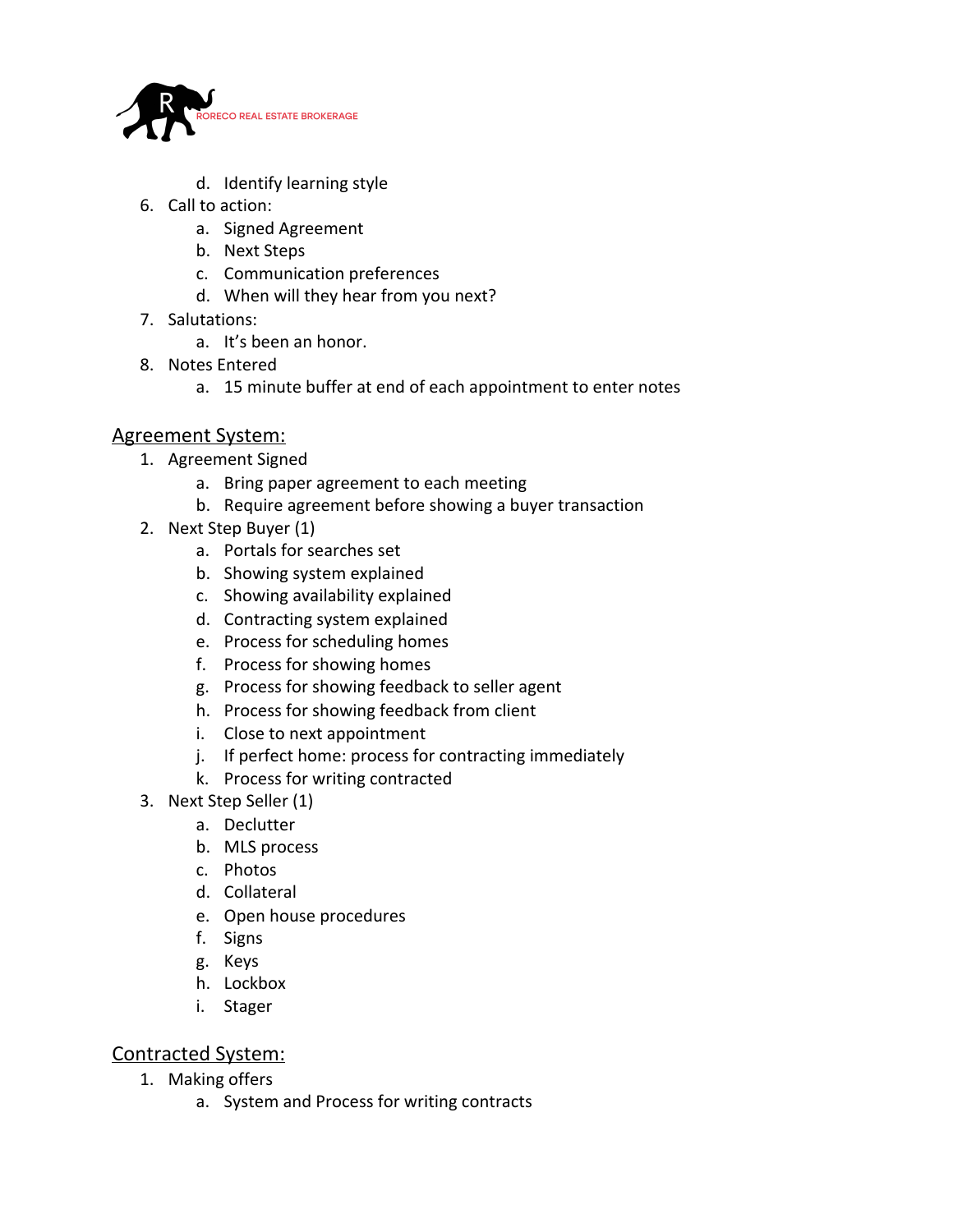d. Identify learning style

6. Call to action:
   a. Signed Agreement
   b. Next Steps
   c. Communication preferences
   d. When will they hear from you next?
7. Salutations:
   a. It's been an honor.
8. Notes Entered
   a. 15 minute buffer at end of each appointment to enter notes

## Agreement System:

1. Agreement Signed
   a. Bring paper agreement to each meeting
   b. Require agreement before showing a buyer transaction
2. Next Step Buyer (1)
   a. Portals for searches set
   b. Showing system explained
   c. Showing availability explained
   d. Contracting system explained
   e. Process for scheduling homes
   f. Process for showing homes
   g. Process for showing feedback to seller agent
   h. Process for showing feedback from client
   i. Close to next appointment
   j. If perfect home: process for contracting immediately
   k. Process for writing contracted
3. Next Step Seller (1)
   a. Declutter
   b. MLS process
   c. Photos
   d. Collateral
   e. Open house procedures
   f. Signs
   g. Keys
   h. Lockbox
   i. Stager

## Contracted System:

1. Making offers
   a. System and Process for writing contracts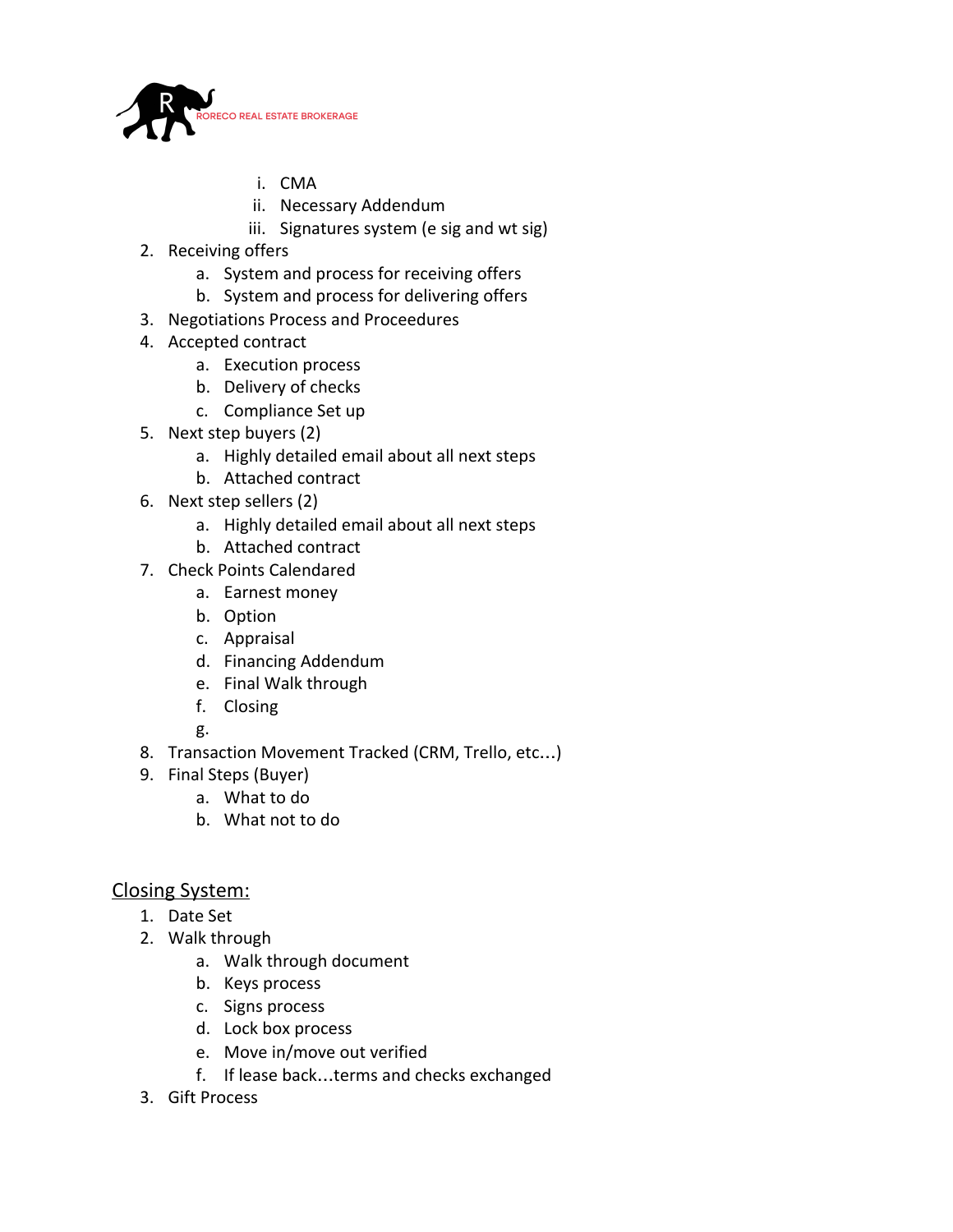i. CMA
ii. Necessary Addendum
iii. Signatures system (e sig and wt sig)

2. Receiving offers
    a. System and process for receiving offers
    b. System and process for delivering offers
3. Negotiations Process and Proceedures
4. Accepted contract
    a. Execution process
    b. Delivery of checks
    c. Compliance Set up
5. Next step buyers (2)
    a. Highly detailed email about all next steps
    b. Attached contract
6. Next step sellers (2)
    a. Highly detailed email about all next steps
    b. Attached contract
7. Check Points Calendared
    a. Earnest money
    b. Option
    c. Appraisal
    d. Financing Addendum
    e. Final Walk through
    f. Closing
    g.
8. Transaction Movement Tracked (CRM, Trello, etc…)
9. Final Steps (Buyer)
    a. What to do
    b. What not to do

<u>Closing System:</u>

1. Date Set
2. Walk through
    a. Walk through document
    b. Keys process
    c. Signs process
    d. Lock box process
    e. Move in/move out verified
    f. If lease back…terms and checks exchanged
3. Gift Process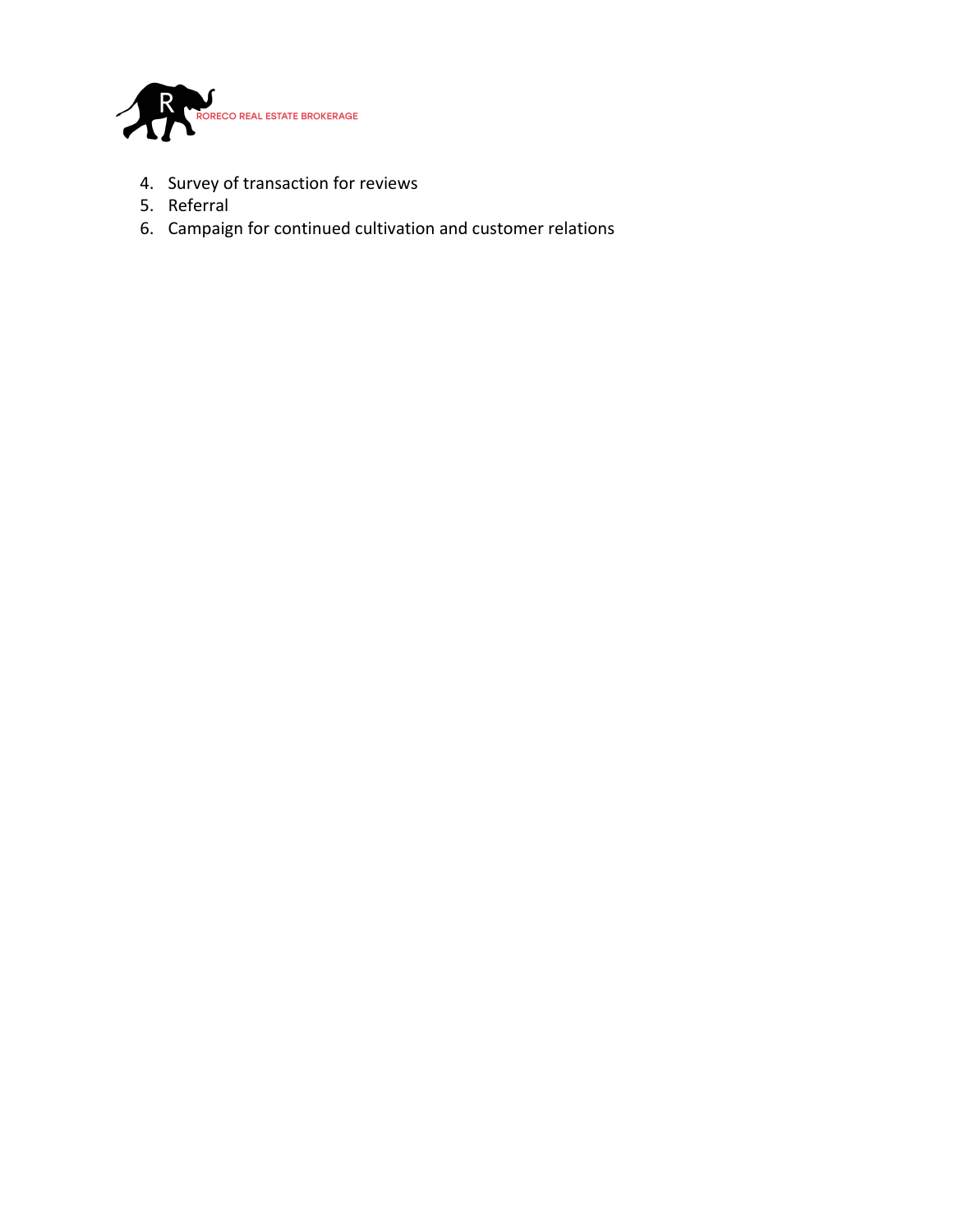4. Survey of transaction for reviews
5. Referral
6. Campaign for continued cultivation and customer relations